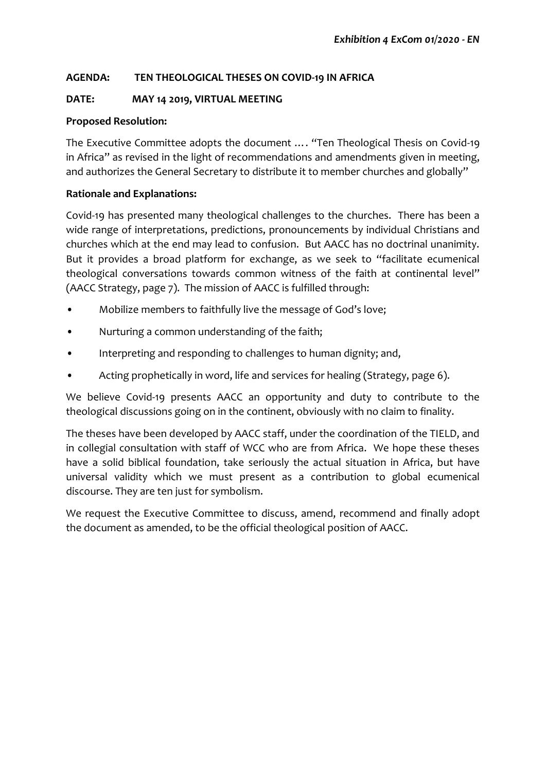*Exhibition 4 ExCom 01/2020 - EN*

**AGENDA: TEN THEOLOGICAL THESES ON COVID-19 IN AFRICA**

**DATE: MAY 14 2019, VIRTUAL MEETING**

**Proposed Resolution:**

The Executive Committee adopts the document …. "Ten Theological Thesis on Covid-19 in Africa" as revised in the light of recommendations and amendments given in meeting, and authorizes the General Secretary to distribute it to member churches and globally"

**Rationale and Explanations:**

Covid-19 has presented many theological challenges to the churches. There has been a wide range of interpretations, predictions, pronouncements by individual Christians and churches which at the end may lead to confusion. But AACC has no doctrinal unanimity. But it provides a broad platform for exchange, as we seek to "facilitate ecumenical theological conversations towards common witness of the faith at continental level" (AACC Strategy, page 7). The mission of AACC is fulfilled through:

- Mobilize members to faithfully live the message of God's love;
- Nurturing a common understanding of the faith;
- Interpreting and responding to challenges to human dignity; and,
- Acting prophetically in word, life and services for healing (Strategy, page 6).

We believe Covid-19 presents AACC an opportunity and duty to contribute to the theological discussions going on in the continent, obviously with no claim to finality.

The theses have been developed by AACC staff, under the coordination of the TIELD, and in collegial consultation with staff of WCC who are from Africa. We hope these theses have a solid biblical foundation, take seriously the actual situation in Africa, but have universal validity which we must present as a contribution to global ecumenical discourse. They are ten just for symbolism.

We request the Executive Committee to discuss, amend, recommend and finally adopt the document as amended, to be the official theological position of AACC.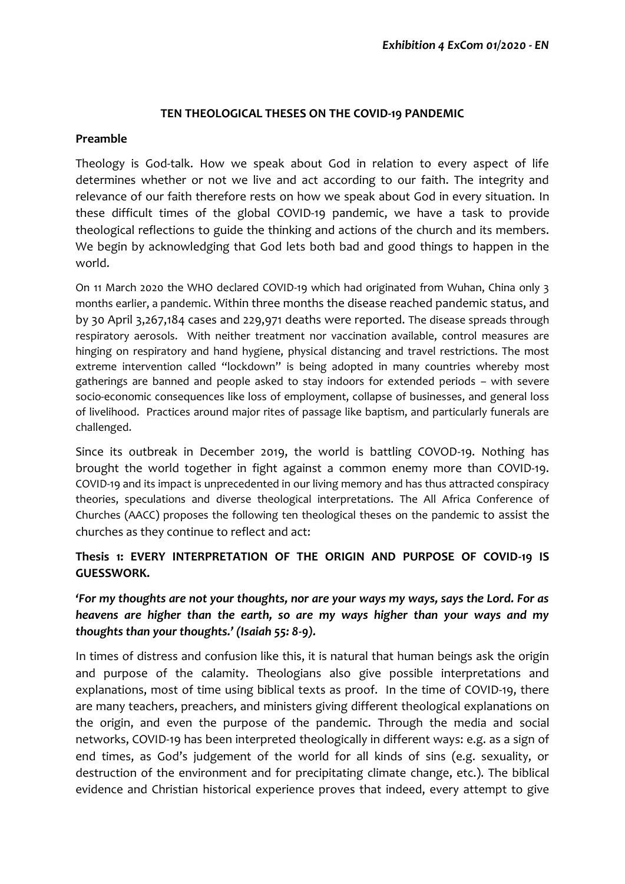*Exhibition 4 ExCom 01/2020 - EN*

**TEN THEOLOGICAL THESES ON THE COVID-19 PANDEMIC**

**Preamble**

Theology is God-talk. How we speak about God in relation to every aspect of life determines whether or not we live and act according to our faith. The integrity and relevance of our faith therefore rests on how we speak about God in every situation. In these difficult times of the global COVID-19 pandemic, we have a task to provide theological reflections to guide the thinking and actions of the church and its members. We begin by acknowledging that God lets both bad and good things to happen in the world.

On 11 March 2020 the WHO declared COVID-19 which had originated from Wuhan, China only 3 months earlier, a pandemic. Within three months the disease reached pandemic status, and by 30 April 3,267,184 cases and 229,971 deaths were reported. The disease spreads through respiratory aerosols. With neither treatment nor vaccination available, control measures are hinging on respiratory and hand hygiene, physical distancing and travel restrictions. The most extreme intervention called "lockdown" is being adopted in many countries whereby most gatherings are banned and people asked to stay indoors for extended periods – with severe socio-economic consequences like loss of employment, collapse of businesses, and general loss of livelihood. Practices around major rites of passage like baptism, and particularly funerals are challenged.

Since its outbreak in December 2019, the world is battling COVOD-19. Nothing has brought the world together in fight against a common enemy more than COVID-19. COVID-19 and its impact is unprecedented in our living memory and has thus attracted conspiracy theories, speculations and diverse theological interpretations. The All Africa Conference of Churches (AACC) proposes the following ten theological theses on the pandemic to assist the churches as they continue to reflect and act:

**Thesis 1: EVERY INTERPRETATION OF THE ORIGIN AND PURPOSE OF COVID-19 IS GUESSWORK.**

***'For my thoughts are not your thoughts, nor are your ways my ways, says the Lord. For as heavens are higher than the earth, so are my ways higher than your ways and my thoughts than your thoughts.' (Isaiah 55: 8-9).***

In times of distress and confusion like this, it is natural that human beings ask the origin and purpose of the calamity. Theologians also give possible interpretations and explanations, most of time using biblical texts as proof. In the time of COVID-19, there are many teachers, preachers, and ministers giving different theological explanations on the origin, and even the purpose of the pandemic. Through the media and social networks, COVID-19 has been interpreted theologically in different ways: e.g. as a sign of end times, as God's judgement of the world for all kinds of sins (e.g. sexuality, or destruction of the environment and for precipitating climate change, etc.). The biblical evidence and Christian historical experience proves that indeed, every attempt to give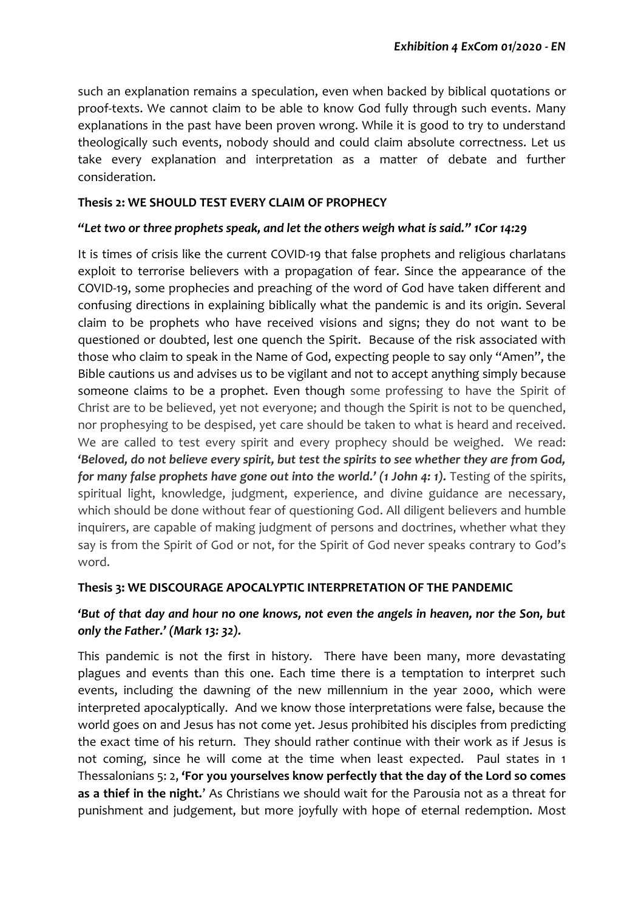such an explanation remains a speculation, even when backed by biblical quotations or proof-texts. We cannot claim to be able to know God fully through such events. Many explanations in the past have been proven wrong. While it is good to try to understand theologically such events, nobody should and could claim absolute correctness. Let us take every explanation and interpretation as a matter of debate and further consideration.

**Thesis 2: WE SHOULD TEST EVERY CLAIM OF PROPHECY**

***"Let two or three prophets speak, and let the others weigh what is said." 1Cor 14:29***

It is times of crisis like the current COVID-19 that false prophets and religious charlatans exploit to terrorise believers with a propagation of fear. Since the appearance of the COVID-19, some prophecies and preaching of the word of God have taken different and confusing directions in explaining biblically what the pandemic is and its origin. Several claim to be prophets who have received visions and signs; they do not want to be questioned or doubted, lest one quench the Spirit. Because of the risk associated with those who claim to speak in the Name of God, expecting people to say only "Amen", the Bible cautions us and advises us to be vigilant and not to accept anything simply because someone claims to be a prophet. Even though some professing to have the Spirit of Christ are to be believed, yet not everyone; and though the Spirit is not to be quenched, nor prophesying to be despised, yet care should be taken to what is heard and received. We are called to test every spirit and every prophecy should be weighed. We read: ***'Beloved, do not believe every spirit, but test the spirits to see whether they are from God, for many false prophets have gone out into the world.' (1 John 4: 1).*** Testing of the spirits, spiritual light, knowledge, judgment, experience, and divine guidance are necessary, which should be done without fear of questioning God. All diligent believers and humble inquirers, are capable of making judgment of persons and doctrines, whether what they say is from the Spirit of God or not, for the Spirit of God never speaks contrary to God's word.

**Thesis 3: WE DISCOURAGE APOCALYPTIC INTERPRETATION OF THE PANDEMIC**

***'But of that day and hour no one knows, not even the angels in heaven, nor the Son, but only the Father.' (Mark 13: 32).***

This pandemic is not the first in history. There have been many, more devastating plagues and events than this one. Each time there is a temptation to interpret such events, including the dawning of the new millennium in the year 2000, which were interpreted apocalyptically. And we know those interpretations were false, because the world goes on and Jesus has not come yet. Jesus prohibited his disciples from predicting the exact time of his return. They should rather continue with their work as if Jesus is not coming, since he will come at the time when least expected. Paul states in 1 Thessalonians 5: 2, **'For you yourselves know perfectly that the day of the Lord so comes as a thief in the night.**' As Christians we should wait for the Parousia not as a threat for punishment and judgement, but more joyfully with hope of eternal redemption. Most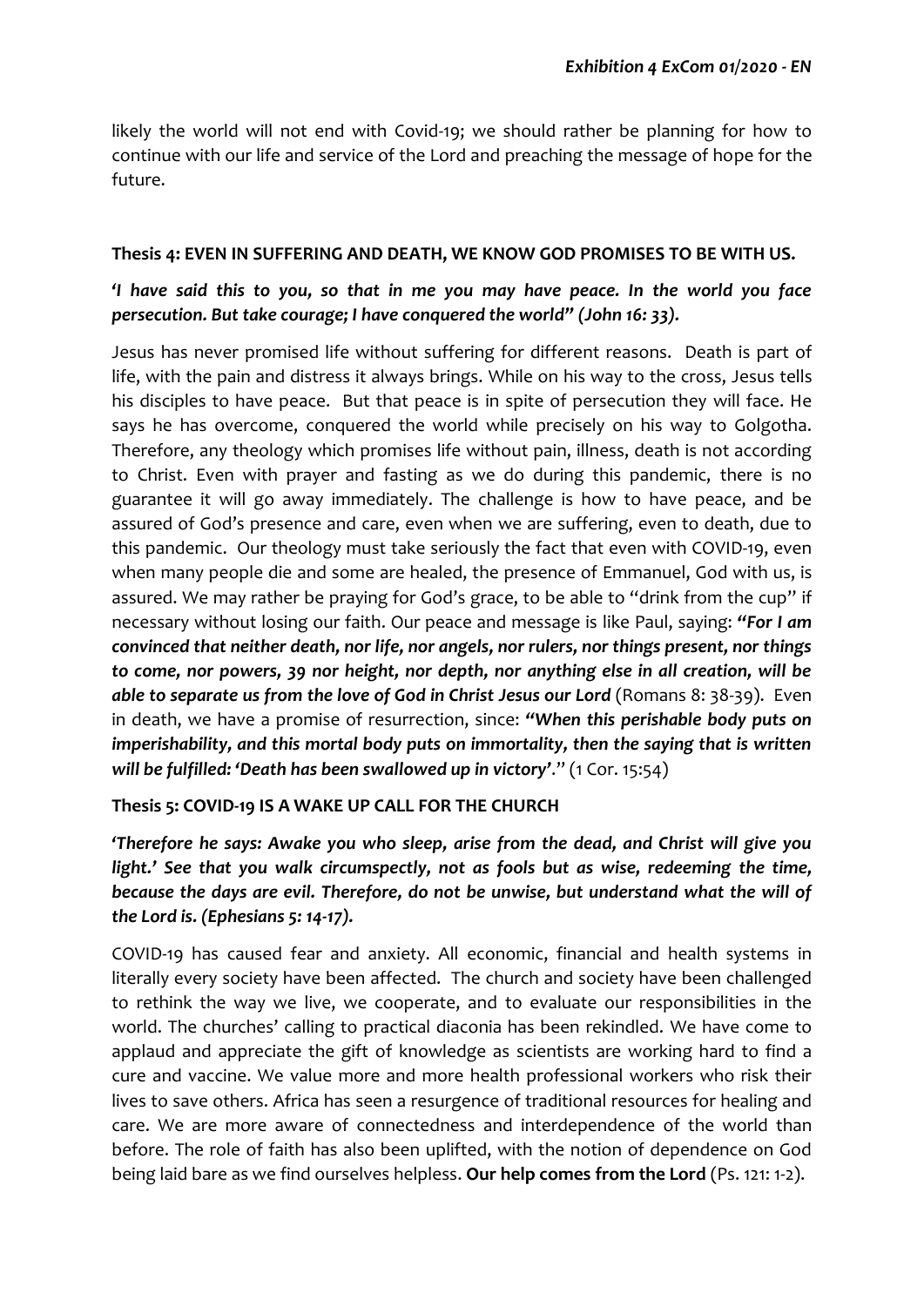likely the world will not end with Covid-19; we should rather be planning for how to continue with our life and service of the Lord and preaching the message of hope for the future.

**Thesis 4: EVEN IN SUFFERING AND DEATH, WE KNOW GOD PROMISES TO BE WITH US.**

***'I have said this to you, so that in me you may have peace. In the world you face persecution. But take courage; I have conquered the world" (John 16: 33).***

Jesus has never promised life without suffering for different reasons. Death is part of life, with the pain and distress it always brings. While on his way to the cross, Jesus tells his disciples to have peace. But that peace is in spite of persecution they will face. He says he has overcome, conquered the world while precisely on his way to Golgotha. Therefore, any theology which promises life without pain, illness, death is not according to Christ. Even with prayer and fasting as we do during this pandemic, there is no guarantee it will go away immediately. The challenge is how to have peace, and be assured of God's presence and care, even when we are suffering, even to death, due to this pandemic. Our theology must take seriously the fact that even with COVID-19, even when many people die and some are healed, the presence of Emmanuel, God with us, is assured. We may rather be praying for God's grace, to be able to "drink from the cup" if necessary without losing our faith. Our peace and message is like Paul, saying: ***"For I am convinced that neither death, nor life, nor angels, nor rulers, nor things present, nor things to come, nor powers, 39 nor height, nor depth, nor anything else in all creation, will be able to separate us from the love of God in Christ Jesus our Lord*** (Romans 8: 38-39). Even in death, we have a promise of resurrection, since: ***"When this perishable body puts on imperishability, and this mortal body puts on immortality, then the saying that is written will be fulfilled: 'Death has been swallowed up in victory'."*** (1 Cor. 15:54)

**Thesis 5: COVID-19 IS A WAKE UP CALL FOR THE CHURCH**

***'Therefore he says: Awake you who sleep, arise from the dead, and Christ will give you light.' See that you walk circumspectly, not as fools but as wise, redeeming the time, because the days are evil. Therefore, do not be unwise, but understand what the will of the Lord is. (Ephesians 5: 14-17).***

COVID-19 has caused fear and anxiety. All economic, financial and health systems in literally every society have been affected. The church and society have been challenged to rethink the way we live, we cooperate, and to evaluate our responsibilities in the world. The churches' calling to practical diaconia has been rekindled. We have come to applaud and appreciate the gift of knowledge as scientists are working hard to find a cure and vaccine. We value more and more health professional workers who risk their lives to save others. Africa has seen a resurgence of traditional resources for healing and care. We are more aware of connectedness and interdependence of the world than before. The role of faith has also been uplifted, with the notion of dependence on God being laid bare as we find ourselves helpless. **Our help comes from the Lord** (Ps. 121: 1-2).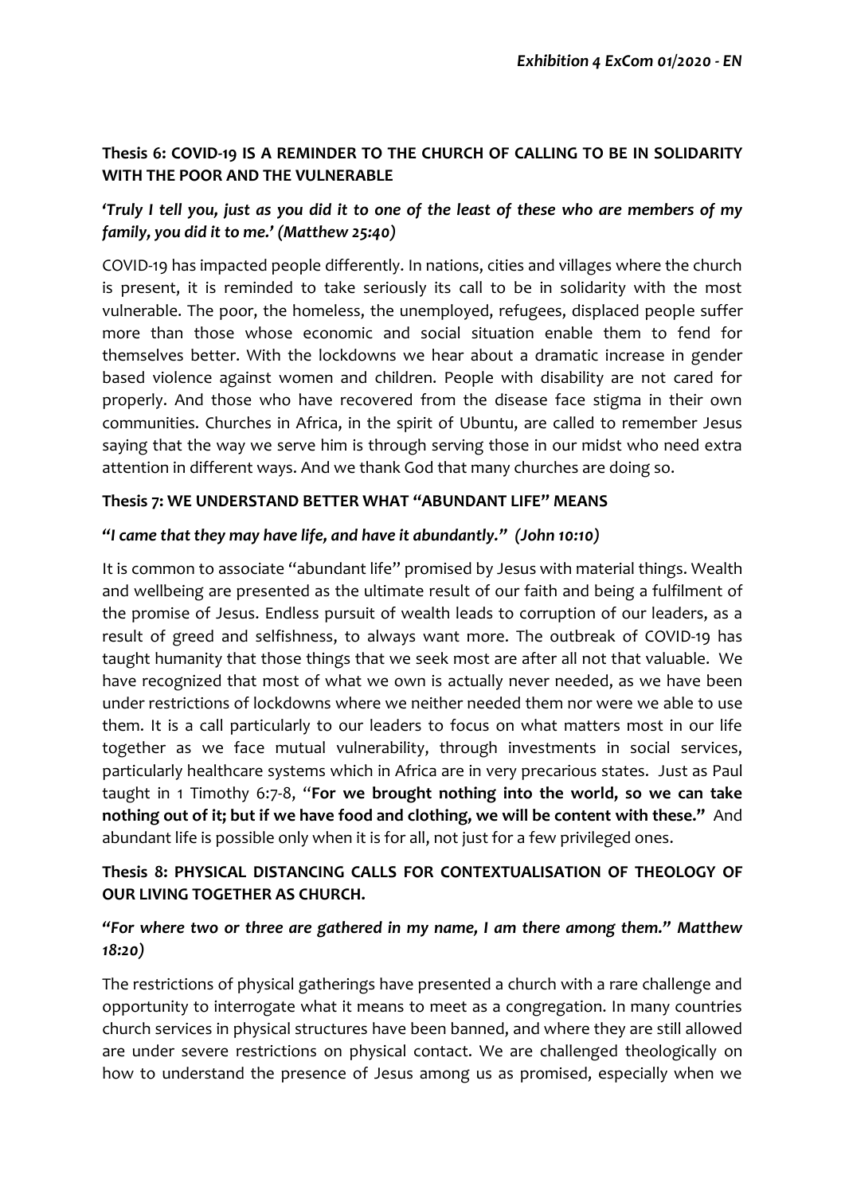**Thesis 6: COVID-19 IS A REMINDER TO THE CHURCH OF CALLING TO BE IN SOLIDARITY WITH THE POOR AND THE VULNERABLE**

***'Truly I tell you, just as you did it to one of the least of these who are members of my family, you did it to me.' (Matthew 25:40)***

COVID-19 has impacted people differently. In nations, cities and villages where the church is present, it is reminded to take seriously its call to be in solidarity with the most vulnerable. The poor, the homeless, the unemployed, refugees, displaced people suffer more than those whose economic and social situation enable them to fend for themselves better. With the lockdowns we hear about a dramatic increase in gender based violence against women and children. People with disability are not cared for properly. And those who have recovered from the disease face stigma in their own communities. Churches in Africa, in the spirit of Ubuntu, are called to remember Jesus saying that the way we serve him is through serving those in our midst who need extra attention in different ways. And we thank God that many churches are doing so.

**Thesis 7: WE UNDERSTAND BETTER WHAT "ABUNDANT LIFE" MEANS**

***"I came that they may have life, and have it abundantly." (John 10:10)***

It is common to associate "abundant life" promised by Jesus with material things. Wealth and wellbeing are presented as the ultimate result of our faith and being a fulfilment of the promise of Jesus. Endless pursuit of wealth leads to corruption of our leaders, as a result of greed and selfishness, to always want more. The outbreak of COVID-19 has taught humanity that those things that we seek most are after all not that valuable. We have recognized that most of what we own is actually never needed, as we have been under restrictions of lockdowns where we neither needed them nor were we able to use them. It is a call particularly to our leaders to focus on what matters most in our life together as we face mutual vulnerability, through investments in social services, particularly healthcare systems which in Africa are in very precarious states. Just as Paul taught in 1 Timothy 6:7-8, "**For we brought nothing into the world, so we can take nothing out of it; but if we have food and clothing, we will be content with these."** And abundant life is possible only when it is for all, not just for a few privileged ones.

**Thesis 8: PHYSICAL DISTANCING CALLS FOR CONTEXTUALISATION OF THEOLOGY OF OUR LIVING TOGETHER AS CHURCH.**

***"For where two or three are gathered in my name, I am there among them." Matthew 18:20)***

The restrictions of physical gatherings have presented a church with a rare challenge and opportunity to interrogate what it means to meet as a congregation. In many countries church services in physical structures have been banned, and where they are still allowed are under severe restrictions on physical contact. We are challenged theologically on how to understand the presence of Jesus among us as promised, especially when we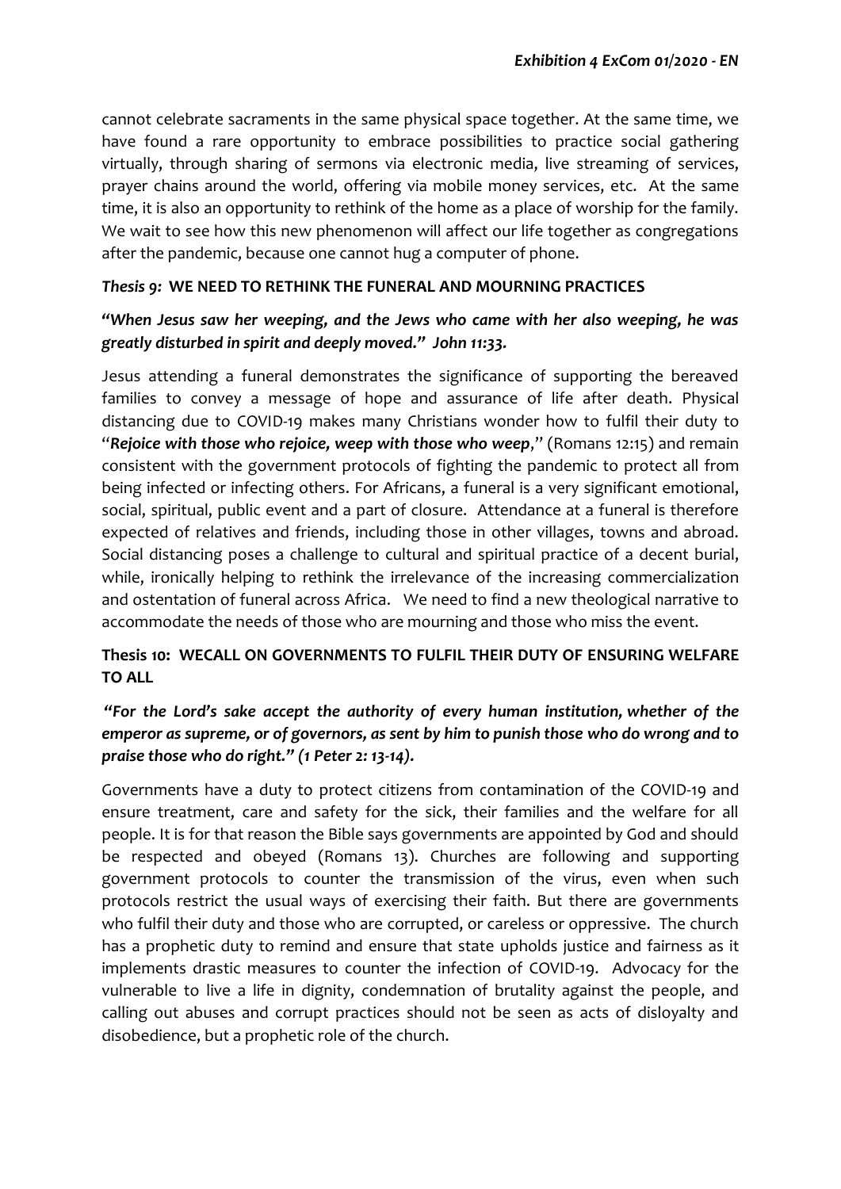cannot celebrate sacraments in the same physical space together. At the same time, we have found a rare opportunity to embrace possibilities to practice social gathering virtually, through sharing of sermons via electronic media, live streaming of services, prayer chains around the world, offering via mobile money services, etc. At the same time, it is also an opportunity to rethink of the home as a place of worship for the family. We wait to see how this new phenomenon will affect our life together as congregations after the pandemic, because one cannot hug a computer of phone.

### *Thesis 9:* WE NEED TO RETHINK THE FUNERAL AND MOURNING PRACTICES

***"When Jesus saw her weeping, and the Jews who came with her also weeping, he was greatly disturbed in spirit and deeply moved." John 11:33.***

Jesus attending a funeral demonstrates the significance of supporting the bereaved families to convey a message of hope and assurance of life after death. Physical distancing due to COVID-19 makes many Christians wonder how to fulfil their duty to "***Rejoice with those who rejoice, weep with those who weep***," (Romans 12:15) and remain consistent with the government protocols of fighting the pandemic to protect all from being infected or infecting others. For Africans, a funeral is a very significant emotional, social, spiritual, public event and a part of closure. Attendance at a funeral is therefore expected of relatives and friends, including those in other villages, towns and abroad. Social distancing poses a challenge to cultural and spiritual practice of a decent burial, while, ironically helping to rethink the irrelevance of the increasing commercialization and ostentation of funeral across Africa. We need to find a new theological narrative to accommodate the needs of those who are mourning and those who miss the event.

### Thesis 10: WECALL ON GOVERNMENTS TO FULFIL THEIR DUTY OF ENSURING WELFARE TO ALL

***"For the Lord's sake accept the authority of every human institution, whether of the emperor as supreme, or of governors, as sent by him to punish those who do wrong and to praise those who do right." (1 Peter 2: 13-14).***

Governments have a duty to protect citizens from contamination of the COVID-19 and ensure treatment, care and safety for the sick, their families and the welfare for all people. It is for that reason the Bible says governments are appointed by God and should be respected and obeyed (Romans 13). Churches are following and supporting government protocols to counter the transmission of the virus, even when such protocols restrict the usual ways of exercising their faith. But there are governments who fulfil their duty and those who are corrupted, or careless or oppressive. The church has a prophetic duty to remind and ensure that state upholds justice and fairness as it implements drastic measures to counter the infection of COVID-19. Advocacy for the vulnerable to live a life in dignity, condemnation of brutality against the people, and calling out abuses and corrupt practices should not be seen as acts of disloyalty and disobedience, but a prophetic role of the church.